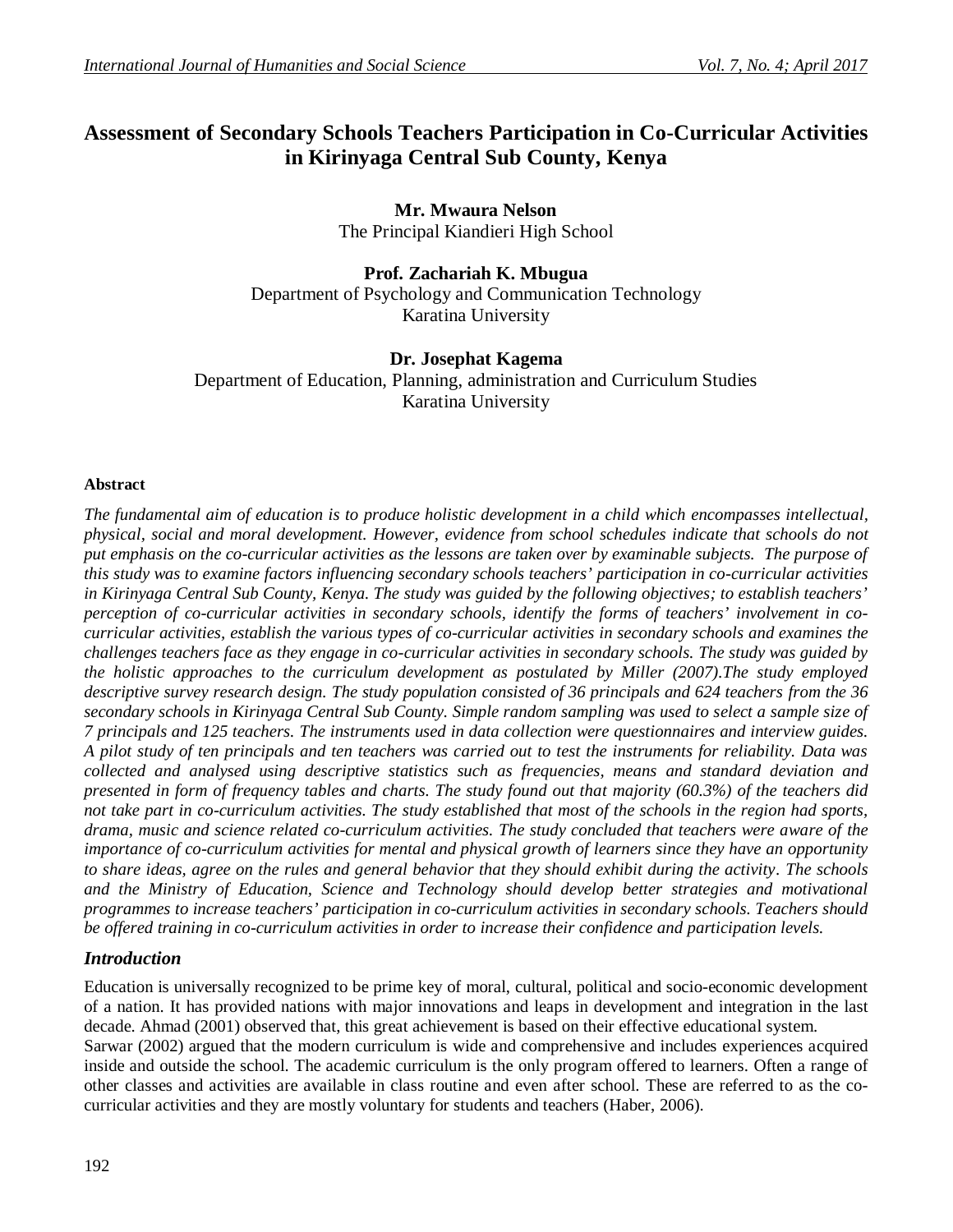# Assessment of Secondary Schools Teachers Participation in Co-Curricular Activities in Kirinyaga Central Sub County, Kenya

**Mr. Mwaura Nelson**
The Principal Kiandieri High School

**Prof. Zachariah K. Mbugua**
Department of Psychology and Communication Technology
Karatina University

**Dr. Josephat Kagema**
Department of Education, Planning, administration and Curriculum Studies
Karatina University

#### Abstract

*The fundamental aim of education is to produce holistic development in a child which encompasses intellectual, physical, social and moral development. However, evidence from school schedules indicate that schools do not put emphasis on the co-curricular activities as the lessons are taken over by examinable subjects. The purpose of this study was to examine factors influencing secondary schools teachers' participation in co-curricular activities in Kirinyaga Central Sub County, Kenya. The study was guided by the following objectives; to establish teachers' perception of co-curricular activities in secondary schools, identify the forms of teachers' involvement in co-curricular activities, establish the various types of co-curricular activities in secondary schools and examines the challenges teachers face as they engage in co-curricular activities in secondary schools. The study was guided by the holistic approaches to the curriculum development as postulated by Miller (2007).The study employed descriptive survey research design. The study population consisted of 36 principals and 624 teachers from the 36 secondary schools in Kirinyaga Central Sub County. Simple random sampling was used to select a sample size of 7 principals and 125 teachers. The instruments used in data collection were questionnaires and interview guides. A pilot study of ten principals and ten teachers was carried out to test the instruments for reliability. Data was collected and analysed using descriptive statistics such as frequencies, means and standard deviation and presented in form of frequency tables and charts. The study found out that majority (60.3%) of the teachers did not take part in co-curriculum activities. The study established that most of the schools in the region had sports, drama, music and science related co-curriculum activities. The study concluded that teachers were aware of the importance of co-curriculum activities for mental and physical growth of learners since they have an opportunity to share ideas, agree on the rules and general behavior that they should exhibit during the activity. The schools and the Ministry of Education, Science and Technology should develop better strategies and motivational programmes to increase teachers' participation in co-curriculum activities in secondary schools. Teachers should be offered training in co-curriculum activities in order to increase their confidence and participation levels.*

## *Introduction*

Education is universally recognized to be prime key of moral, cultural, political and socio-economic development of a nation. It has provided nations with major innovations and leaps in development and integration in the last decade. Ahmad (2001) observed that, this great achievement is based on their effective educational system.

Sarwar (2002) argued that the modern curriculum is wide and comprehensive and includes experiences acquired inside and outside the school. The academic curriculum is the only program offered to learners. Often a range of other classes and activities are available in class routine and even after school. These are referred to as the co-curricular activities and they are mostly voluntary for students and teachers (Haber, 2006).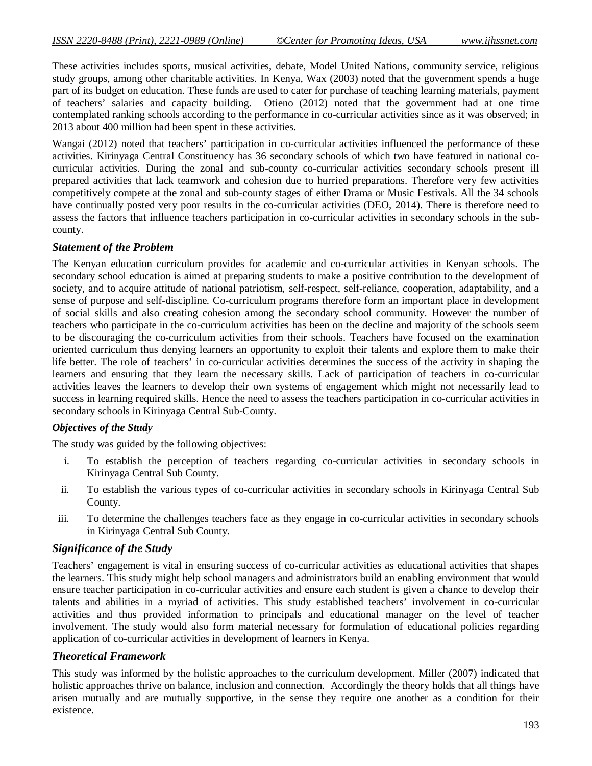These activities includes sports, musical activities, debate, Model United Nations, community service, religious study groups, among other charitable activities. In Kenya, Wax (2003) noted that the government spends a huge part of its budget on education. These funds are used to cater for purchase of teaching learning materials, payment of teachers' salaries and capacity building. Otieno (2012) noted that the government had at one time contemplated ranking schools according to the performance in co-curricular activities since as it was observed; in 2013 about 400 million had been spent in these activities.

Wangai (2012) noted that teachers' participation in co-curricular activities influenced the performance of these activities. Kirinyaga Central Constituency has 36 secondary schools of which two have featured in national co-curricular activities. During the zonal and sub-county co-curricular activities secondary schools present ill prepared activities that lack teamwork and cohesion due to hurried preparations. Therefore very few activities competitively compete at the zonal and sub-county stages of either Drama or Music Festivals. All the 34 schools have continually posted very poor results in the co-curricular activities (DEO, 2014). There is therefore need to assess the factors that influence teachers participation in co-curricular activities in secondary schools in the sub-county.

### *Statement of the Problem*

The Kenyan education curriculum provides for academic and co-curricular activities in Kenyan schools. The secondary school education is aimed at preparing students to make a positive contribution to the development of society, and to acquire attitude of national patriotism, self-respect, self-reliance, cooperation, adaptability, and a sense of purpose and self-discipline. Co-curriculum programs therefore form an important place in development of social skills and also creating cohesion among the secondary school community. However the number of teachers who participate in the co-curriculum activities has been on the decline and majority of the schools seem to be discouraging the co-curriculum activities from their schools. Teachers have focused on the examination oriented curriculum thus denying learners an opportunity to exploit their talents and explore them to make their life better. The role of teachers' in co-curricular activities determines the success of the activity in shaping the learners and ensuring that they learn the necessary skills. Lack of participation of teachers in co-curricular activities leaves the learners to develop their own systems of engagement which might not necessarily lead to success in learning required skills. Hence the need to assess the teachers participation in co-curricular activities in secondary schools in Kirinyaga Central Sub-County.

#### *Objectives of the Study*

The study was guided by the following objectives:

i. To establish the perception of teachers regarding co-curricular activities in secondary schools in Kirinyaga Central Sub County.
ii. To establish the various types of co-curricular activities in secondary schools in Kirinyaga Central Sub County.
iii. To determine the challenges teachers face as they engage in co-curricular activities in secondary schools in Kirinyaga Central Sub County.

### *Significance of the Study*

Teachers' engagement is vital in ensuring success of co-curricular activities as educational activities that shapes the learners. This study might help school managers and administrators build an enabling environment that would ensure teacher participation in co-curricular activities and ensure each student is given a chance to develop their talents and abilities in a myriad of activities. This study established teachers' involvement in co-curricular activities and thus provided information to principals and educational manager on the level of teacher involvement. The study would also form material necessary for formulation of educational policies regarding application of co-curricular activities in development of learners in Kenya.

### *Theoretical Framework*

This study was informed by the holistic approaches to the curriculum development. Miller (2007) indicated that holistic approaches thrive on balance, inclusion and connection. Accordingly the theory holds that all things have arisen mutually and are mutually supportive, in the sense they require one another as a condition for their existence.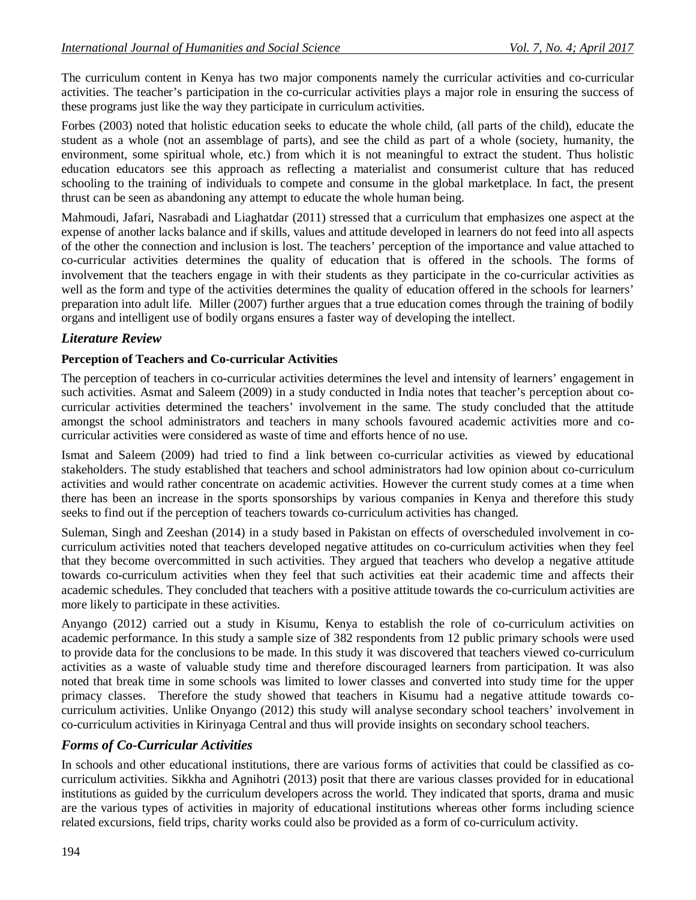The curriculum content in Kenya has two major components namely the curricular activities and co-curricular activities. The teacher's participation in the co-curricular activities plays a major role in ensuring the success of these programs just like the way they participate in curriculum activities.

Forbes (2003) noted that holistic education seeks to educate the whole child, (all parts of the child), educate the student as a whole (not an assemblage of parts), and see the child as part of a whole (society, humanity, the environment, some spiritual whole, etc.) from which it is not meaningful to extract the student. Thus holistic education educators see this approach as reflecting a materialist and consumerist culture that has reduced schooling to the training of individuals to compete and consume in the global marketplace. In fact, the present thrust can be seen as abandoning any attempt to educate the whole human being.

Mahmoudi, Jafari, Nasrabadi and Liaghatdar (2011) stressed that a curriculum that emphasizes one aspect at the expense of another lacks balance and if skills, values and attitude developed in learners do not feed into all aspects of the other the connection and inclusion is lost. The teachers' perception of the importance and value attached to co-curricular activities determines the quality of education that is offered in the schools. The forms of involvement that the teachers engage in with their students as they participate in the co-curricular activities as well as the form and type of the activities determines the quality of education offered in the schools for learners' preparation into adult life. Miller (2007) further argues that a true education comes through the training of bodily organs and intelligent use of bodily organs ensures a faster way of developing the intellect.

## *Literature Review*

### Perception of Teachers and Co-curricular Activities

The perception of teachers in co-curricular activities determines the level and intensity of learners' engagement in such activities. Asmat and Saleem (2009) in a study conducted in India notes that teacher's perception about co-curricular activities determined the teachers' involvement in the same. The study concluded that the attitude amongst the school administrators and teachers in many schools favoured academic activities more and co-curricular activities were considered as waste of time and efforts hence of no use.

Ismat and Saleem (2009) had tried to find a link between co-curricular activities as viewed by educational stakeholders. The study established that teachers and school administrators had low opinion about co-curriculum activities and would rather concentrate on academic activities. However the current study comes at a time when there has been an increase in the sports sponsorships by various companies in Kenya and therefore this study seeks to find out if the perception of teachers towards co-curriculum activities has changed.

Suleman, Singh and Zeeshan (2014) in a study based in Pakistan on effects of overscheduled involvement in co-curriculum activities noted that teachers developed negative attitudes on co-curriculum activities when they feel that they become overcommitted in such activities. They argued that teachers who develop a negative attitude towards co-curriculum activities when they feel that such activities eat their academic time and affects their academic schedules. They concluded that teachers with a positive attitude towards the co-curriculum activities are more likely to participate in these activities.

Anyango (2012) carried out a study in Kisumu, Kenya to establish the role of co-curriculum activities on academic performance. In this study a sample size of 382 respondents from 12 public primary schools were used to provide data for the conclusions to be made. In this study it was discovered that teachers viewed co-curriculum activities as a waste of valuable study time and therefore discouraged learners from participation. It was also noted that break time in some schools was limited to lower classes and converted into study time for the upper primacy classes. Therefore the study showed that teachers in Kisumu had a negative attitude towards co-curriculum activities. Unlike Onyango (2012) this study will analyse secondary school teachers' involvement in co-curriculum activities in Kirinyaga Central and thus will provide insights on secondary school teachers.

## *Forms of Co-Curricular Activities*

In schools and other educational institutions, there are various forms of activities that could be classified as co-curriculum activities. Sikkha and Agnihotri (2013) posit that there are various classes provided for in educational institutions as guided by the curriculum developers across the world. They indicated that sports, drama and music are the various types of activities in majority of educational institutions whereas other forms including science related excursions, field trips, charity works could also be provided as a form of co-curriculum activity.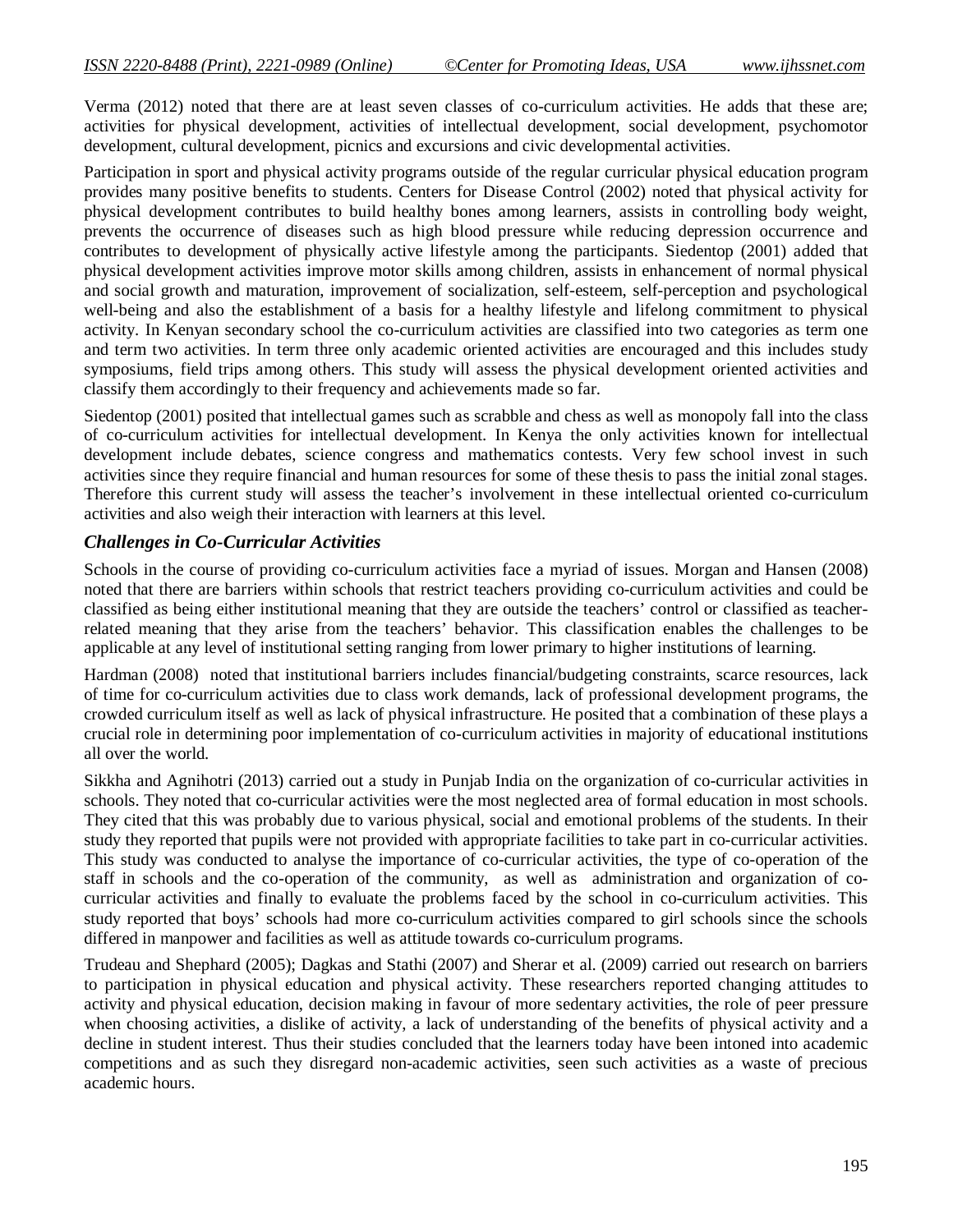Verma (2012) noted that there are at least seven classes of co-curriculum activities. He adds that these are; activities for physical development, activities of intellectual development, social development, psychomotor development, cultural development, picnics and excursions and civic developmental activities.

Participation in sport and physical activity programs outside of the regular curricular physical education program provides many positive benefits to students. Centers for Disease Control (2002) noted that physical activity for physical development contributes to build healthy bones among learners, assists in controlling body weight, prevents the occurrence of diseases such as high blood pressure while reducing depression occurrence and contributes to development of physically active lifestyle among the participants. Siedentop (2001) added that physical development activities improve motor skills among children, assists in enhancement of normal physical and social growth and maturation, improvement of socialization, self-esteem, self-perception and psychological well-being and also the establishment of a basis for a healthy lifestyle and lifelong commitment to physical activity. In Kenyan secondary school the co-curriculum activities are classified into two categories as term one and term two activities. In term three only academic oriented activities are encouraged and this includes study symposiums, field trips among others. This study will assess the physical development oriented activities and classify them accordingly to their frequency and achievements made so far.

Siedentop (2001) posited that intellectual games such as scrabble and chess as well as monopoly fall into the class of co-curriculum activities for intellectual development. In Kenya the only activities known for intellectual development include debates, science congress and mathematics contests. Very few school invest in such activities since they require financial and human resources for some of these thesis to pass the initial zonal stages. Therefore this current study will assess the teacher's involvement in these intellectual oriented co-curriculum activities and also weigh their interaction with learners at this level.

### *Challenges in Co-Curricular Activities*

Schools in the course of providing co-curriculum activities face a myriad of issues. Morgan and Hansen (2008) noted that there are barriers within schools that restrict teachers providing co-curriculum activities and could be classified as being either institutional meaning that they are outside the teachers' control or classified as teacher-related meaning that they arise from the teachers' behavior. This classification enables the challenges to be applicable at any level of institutional setting ranging from lower primary to higher institutions of learning.

Hardman (2008) noted that institutional barriers includes financial/budgeting constraints, scarce resources, lack of time for co-curriculum activities due to class work demands, lack of professional development programs, the crowded curriculum itself as well as lack of physical infrastructure. He posited that a combination of these plays a crucial role in determining poor implementation of co-curriculum activities in majority of educational institutions all over the world.

Sikkha and Agnihotri (2013) carried out a study in Punjab India on the organization of co-curricular activities in schools. They noted that co-curricular activities were the most neglected area of formal education in most schools. They cited that this was probably due to various physical, social and emotional problems of the students. In their study they reported that pupils were not provided with appropriate facilities to take part in co-curricular activities. This study was conducted to analyse the importance of co-curricular activities, the type of co-operation of the staff in schools and the co-operation of the community, as well as administration and organization of co-curricular activities and finally to evaluate the problems faced by the school in co-curriculum activities. This study reported that boys' schools had more co-curriculum activities compared to girl schools since the schools differed in manpower and facilities as well as attitude towards co-curriculum programs.

Trudeau and Shephard (2005); Dagkas and Stathi (2007) and Sherar et al. (2009) carried out research on barriers to participation in physical education and physical activity. These researchers reported changing attitudes to activity and physical education, decision making in favour of more sedentary activities, the role of peer pressure when choosing activities, a dislike of activity, a lack of understanding of the benefits of physical activity and a decline in student interest. Thus their studies concluded that the learners today have been intoned into academic competitions and as such they disregard non-academic activities, seen such activities as a waste of precious academic hours.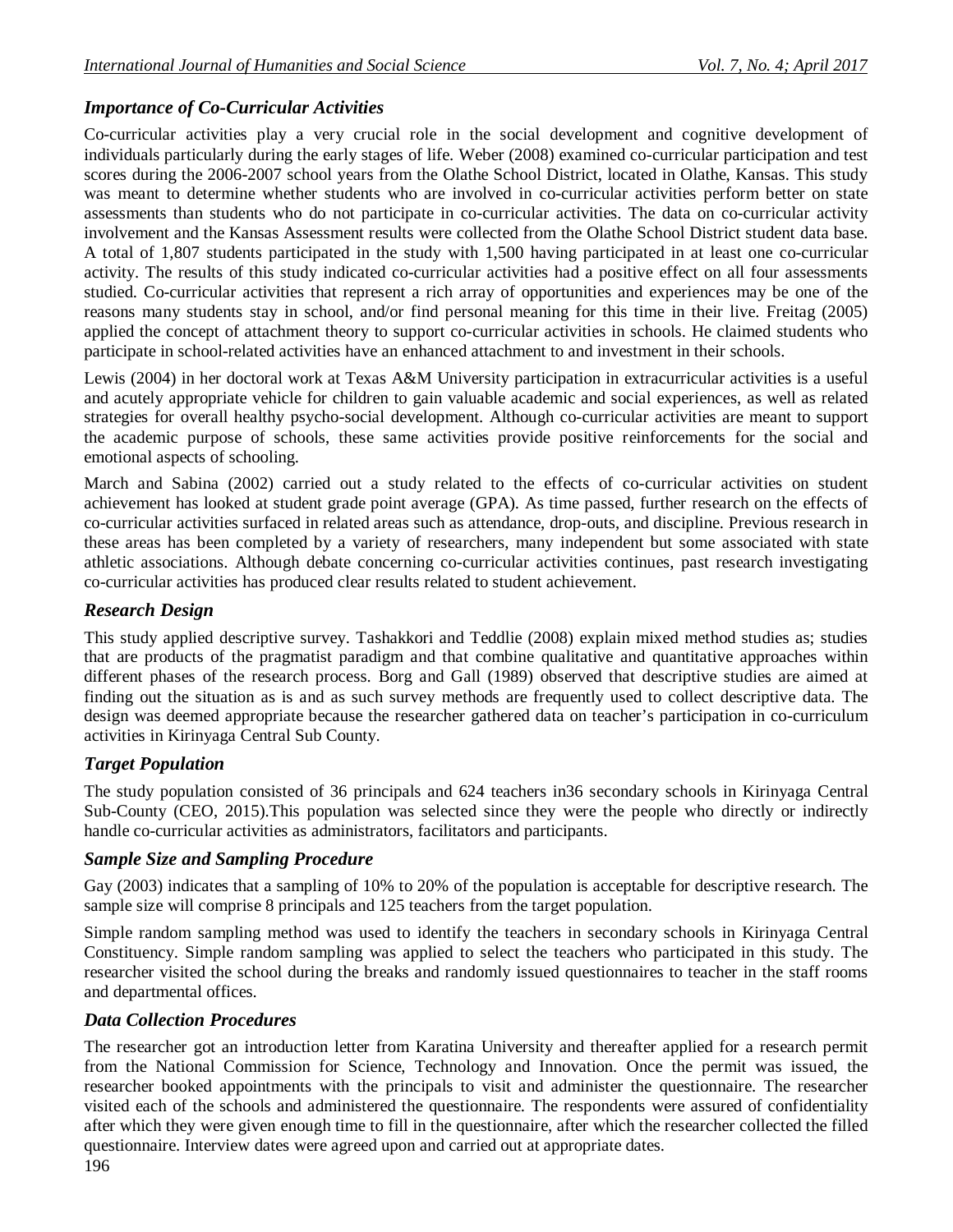### *Importance of Co-Curricular Activities*

Co-curricular activities play a very crucial role in the social development and cognitive development of individuals particularly during the early stages of life. Weber (2008) examined co-curricular participation and test scores during the 2006-2007 school years from the Olathe School District, located in Olathe, Kansas. This study was meant to determine whether students who are involved in co-curricular activities perform better on state assessments than students who do not participate in co-curricular activities. The data on co-curricular activity involvement and the Kansas Assessment results were collected from the Olathe School District student data base. A total of 1,807 students participated in the study with 1,500 having participated in at least one co-curricular activity. The results of this study indicated co-curricular activities had a positive effect on all four assessments studied. Co-curricular activities that represent a rich array of opportunities and experiences may be one of the reasons many students stay in school, and/or find personal meaning for this time in their live. Freitag (2005) applied the concept of attachment theory to support co-curricular activities in schools. He claimed students who participate in school-related activities have an enhanced attachment to and investment in their schools.

Lewis (2004) in her doctoral work at Texas A&M University participation in extracurricular activities is a useful and acutely appropriate vehicle for children to gain valuable academic and social experiences, as well as related strategies for overall healthy psycho-social development. Although co-curricular activities are meant to support the academic purpose of schools, these same activities provide positive reinforcements for the social and emotional aspects of schooling.

March and Sabina (2002) carried out a study related to the effects of co-curricular activities on student achievement has looked at student grade point average (GPA). As time passed, further research on the effects of co-curricular activities surfaced in related areas such as attendance, drop-outs, and discipline. Previous research in these areas has been completed by a variety of researchers, many independent but some associated with state athletic associations. Although debate concerning co-curricular activities continues, past research investigating co-curricular activities has produced clear results related to student achievement.

### *Research Design*

This study applied descriptive survey. Tashakkori and Teddlie (2008) explain mixed method studies as; studies that are products of the pragmatist paradigm and that combine qualitative and quantitative approaches within different phases of the research process. Borg and Gall (1989) observed that descriptive studies are aimed at finding out the situation as is and as such survey methods are frequently used to collect descriptive data. The design was deemed appropriate because the researcher gathered data on teacher's participation in co-curriculum activities in Kirinyaga Central Sub County.

### *Target Population*

The study population consisted of 36 principals and 624 teachers in36 secondary schools in Kirinyaga Central Sub-County (CEO, 2015).This population was selected since they were the people who directly or indirectly handle co-curricular activities as administrators, facilitators and participants.

### *Sample Size and Sampling Procedure*

Gay (2003) indicates that a sampling of 10% to 20% of the population is acceptable for descriptive research. The sample size will comprise 8 principals and 125 teachers from the target population.

Simple random sampling method was used to identify the teachers in secondary schools in Kirinyaga Central Constituency. Simple random sampling was applied to select the teachers who participated in this study. The researcher visited the school during the breaks and randomly issued questionnaires to teacher in the staff rooms and departmental offices.

### *Data Collection Procedures*

The researcher got an introduction letter from Karatina University and thereafter applied for a research permit from the National Commission for Science, Technology and Innovation. Once the permit was issued, the researcher booked appointments with the principals to visit and administer the questionnaire. The researcher visited each of the schools and administered the questionnaire. The respondents were assured of confidentiality after which they were given enough time to fill in the questionnaire, after which the researcher collected the filled questionnaire. Interview dates were agreed upon and carried out at appropriate dates.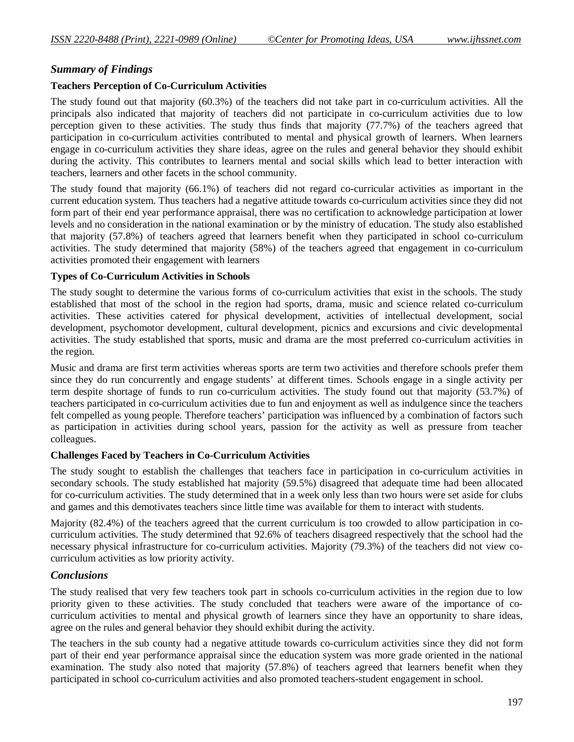## *Summary of Findings*

**Teachers Perception of Co-Curriculum Activities**

The study found out that majority (60.3%) of the teachers did not take part in co-curriculum activities. All the principals also indicated that majority of teachers did not participate in co-curriculum activities due to low perception given to these activities. The study thus finds that majority (77.7%) of the teachers agreed that participation in co-curriculum activities contributed to mental and physical growth of learners. When learners engage in co-curriculum activities they share ideas, agree on the rules and general behavior they should exhibit during the activity. This contributes to learners mental and social skills which lead to better interaction with teachers, learners and other facets in the school community.

The study found that majority (66.1%) of teachers did not regard co-curricular activities as important in the current education system. Thus teachers had a negative attitude towards co-curriculum activities since they did not form part of their end year performance appraisal, there was no certification to acknowledge participation at lower levels and no consideration in the national examination or by the ministry of education. The study also established that majority (57.8%) of teachers agreed that learners benefit when they participated in school co-curriculum activities. The study determined that majority (58%) of the teachers agreed that engagement in co-curriculum activities promoted their engagement with learners

**Types of Co-Curriculum Activities in Schools**

The study sought to determine the various forms of co-curriculum activities that exist in the schools. The study established that most of the school in the region had sports, drama, music and science related co-curriculum activities. These activities catered for physical development, activities of intellectual development, social development, psychomotor development, cultural development, picnics and excursions and civic developmental activities. The study established that sports, music and drama are the most preferred co-curriculum activities in the region.

Music and drama are first term activities whereas sports are term two activities and therefore schools prefer them since they do run concurrently and engage students' at different times. Schools engage in a single activity per term despite shortage of funds to run co-curriculum activities. The study found out that majority (53.7%) of teachers participated in co-curriculum activities due to fun and enjoyment as well as indulgence since the teachers felt compelled as young people. Therefore teachers' participation was influenced by a combination of factors such as participation in activities during school years, passion for the activity as well as pressure from teacher colleagues.

**Challenges Faced by Teachers in Co-Curriculum Activities**

The study sought to establish the challenges that teachers face in participation in co-curriculum activities in secondary schools. The study established hat majority (59.5%) disagreed that adequate time had been allocated for co-curriculum activities. The study determined that in a week only less than two hours were set aside for clubs and games and this demotivates teachers since little time was available for them to interact with students.

Majority (82.4%) of the teachers agreed that the current curriculum is too crowded to allow participation in co-curriculum activities. The study determined that 92.6% of teachers disagreed respectively that the school had the necessary physical infrastructure for co-curriculum activities. Majority (79.3%) of the teachers did not view co-curriculum activities as low priority activity.

## *Conclusions*

The study realised that very few teachers took part in schools co-curriculum activities in the region due to low priority given to these activities. The study concluded that teachers were aware of the importance of co-curriculum activities to mental and physical growth of learners since they have an opportunity to share ideas, agree on the rules and general behavior they should exhibit during the activity.

The teachers in the sub county had a negative attitude towards co-curriculum activities since they did not form part of their end year performance appraisal since the education system was more grade oriented in the national examination. The study also noted that majority (57.8%) of teachers agreed that learners benefit when they participated in school co-curriculum activities and also promoted teachers-student engagement in school.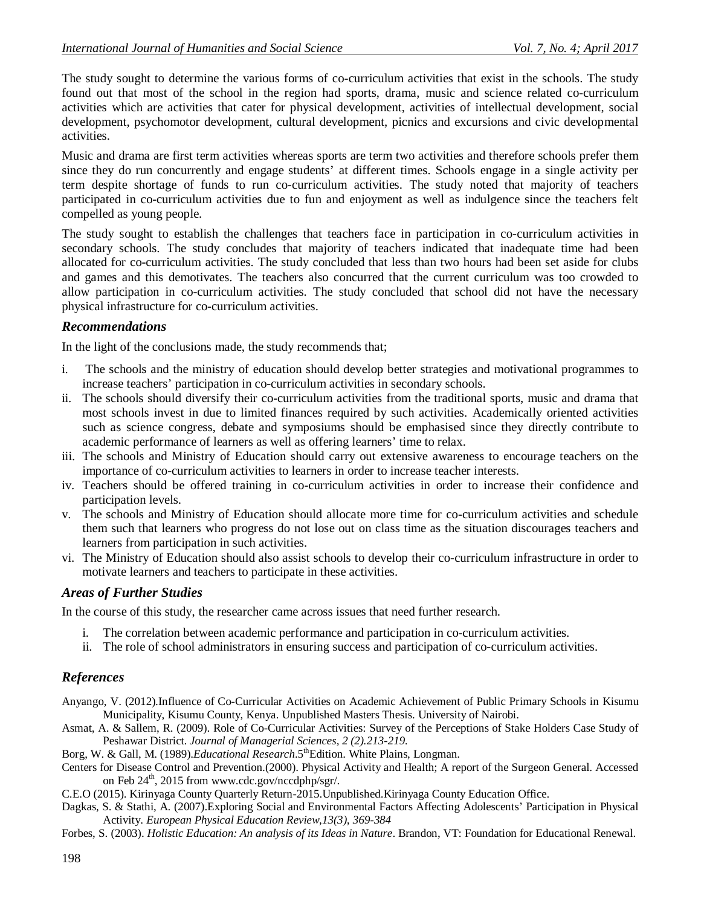The study sought to determine the various forms of co-curriculum activities that exist in the schools. The study found out that most of the school in the region had sports, drama, music and science related co-curriculum activities which are activities that cater for physical development, activities of intellectual development, social development, psychomotor development, cultural development, picnics and excursions and civic developmental activities.

Music and drama are first term activities whereas sports are term two activities and therefore schools prefer them since they do run concurrently and engage students' at different times. Schools engage in a single activity per term despite shortage of funds to run co-curriculum activities. The study noted that majority of teachers participated in co-curriculum activities due to fun and enjoyment as well as indulgence since the teachers felt compelled as young people.

The study sought to establish the challenges that teachers face in participation in co-curriculum activities in secondary schools. The study concludes that majority of teachers indicated that inadequate time had been allocated for co-curriculum activities. The study concluded that less than two hours had been set aside for clubs and games and this demotivates. The teachers also concurred that the current curriculum was too crowded to allow participation in co-curriculum activities. The study concluded that school did not have the necessary physical infrastructure for co-curriculum activities.

## *Recommendations*

In the light of the conclusions made, the study recommends that;

i. The schools and the ministry of education should develop better strategies and motivational programmes to increase teachers' participation in co-curriculum activities in secondary schools.
ii. The schools should diversify their co-curriculum activities from the traditional sports, music and drama that most schools invest in due to limited finances required by such activities. Academically oriented activities such as science congress, debate and symposiums should be emphasised since they directly contribute to academic performance of learners as well as offering learners' time to relax.
iii. The schools and Ministry of Education should carry out extensive awareness to encourage teachers on the importance of co-curriculum activities to learners in order to increase teacher interests.
iv. Teachers should be offered training in co-curriculum activities in order to increase their confidence and participation levels.
v. The schools and Ministry of Education should allocate more time for co-curriculum activities and schedule them such that learners who progress do not lose out on class time as the situation discourages teachers and learners from participation in such activities.
vi. The Ministry of Education should also assist schools to develop their co-curriculum infrastructure in order to motivate learners and teachers to participate in these activities.

## *Areas of Further Studies*

In the course of this study, the researcher came across issues that need further research.

i. The correlation between academic performance and participation in co-curriculum activities.
ii. The role of school administrators in ensuring success and participation of co-curriculum activities.

## *References*

Anyango, V. (2012).Influence of Co-Curricular Activities on Academic Achievement of Public Primary Schools in Kisumu Municipality, Kisumu County, Kenya. Unpublished Masters Thesis. University of Nairobi.

Asmat, A. & Sallem, R. (2009). Role of Co-Curricular Activities: Survey of the Perceptions of Stake Holders Case Study of Peshawar District. *Journal of Managerial Sciences, 2 (2).213-219.*

Borg, W. & Gall, M. (1989).*Educational Research*.5th Edition. White Plains, Longman.

Centers for Disease Control and Prevention.(2000). Physical Activity and Health; A report of the Surgeon General. Accessed on Feb 24th, 2015 from www.cdc.gov/nccdphp/sgr/.

C.E.O (2015). Kirinyaga County Quarterly Return-2015.Unpublished.Kirinyaga County Education Office.

Dagkas, S. & Stathi, A. (2007).Exploring Social and Environmental Factors Affecting Adolescents' Participation in Physical Activity. *European Physical Education Review,13(3), 369-384*

Forbes, S. (2003). *Holistic Education: An analysis of its Ideas in Nature*. Brandon, VT: Foundation for Educational Renewal.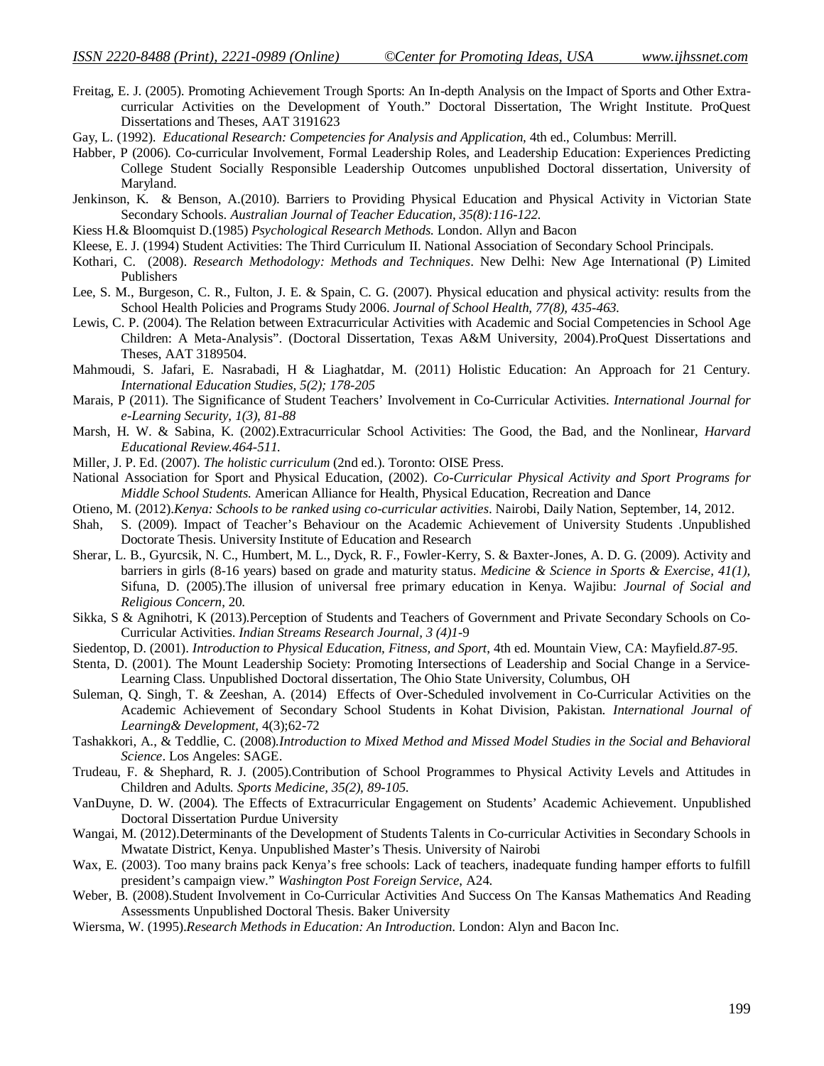Freitag, E. J. (2005). Promoting Achievement Trough Sports: An In-depth Analysis on the Impact of Sports and Other Extra-curricular Activities on the Development of Youth." Doctoral Dissertation, The Wright Institute. ProQuest Dissertations and Theses, AAT 3191623

Gay, L. (1992). *Educational Research: Competencies for Analysis and Application,* 4th ed., Columbus: Merrill.

Habber, P (2006). Co-curricular Involvement, Formal Leadership Roles, and Leadership Education: Experiences Predicting College Student Socially Responsible Leadership Outcomes unpublished Doctoral dissertation, University of Maryland.

Jenkinson, K. & Benson, A.(2010). Barriers to Providing Physical Education and Physical Activity in Victorian State Secondary Schools. *Australian Journal of Teacher Education, 35(8):116-122.*

Kiess H.& Bloomquist D.(1985) *Psychological Research Methods.* London. Allyn and Bacon

Kleese, E. J. (1994) Student Activities: The Third Curriculum II. National Association of Secondary School Principals.

Kothari, C. (2008). *Research Methodology: Methods and Techniques*. New Delhi: New Age International (P) Limited Publishers

Lee, S. M., Burgeson, C. R., Fulton, J. E. & Spain, C. G. (2007). Physical education and physical activity: results from the School Health Policies and Programs Study 2006. *Journal of School Health, 77(8), 435-463.*

Lewis, C. P. (2004). The Relation between Extracurricular Activities with Academic and Social Competencies in School Age Children: A Meta-Analysis". (Doctoral Dissertation, Texas A&M University, 2004).ProQuest Dissertations and Theses, AAT 3189504.

Mahmoudi, S. Jafari, E. Nasrabadi, H & Liaghatdar, M. (2011) Holistic Education: An Approach for 21 Century. *International Education Studies, 5(2); 178-205*

Marais, P (2011). The Significance of Student Teachers' Involvement in Co-Curricular Activities. *International Journal for e-Learning Security, 1(3), 81-88*

Marsh, H. W. & Sabina, K. (2002).Extracurricular School Activities: The Good, the Bad, and the Nonlinear, *Harvard Educational Review.464-511.*

Miller, J. P. Ed. (2007). *The holistic curriculum* (2nd ed.). Toronto: OISE Press.

National Association for Sport and Physical Education, (2002). *Co-Curricular Physical Activity and Sport Programs for Middle School Students.* American Alliance for Health, Physical Education, Recreation and Dance

Otieno, M. (2012).*Kenya: Schools to be ranked using co-curricular activities*. Nairobi, Daily Nation, September, 14, 2012.

Shah, S. (2009). Impact of Teacher's Behaviour on the Academic Achievement of University Students .Unpublished Doctorate Thesis. University Institute of Education and Research

Sherar, L. B., Gyurcsik, N. C., Humbert, M. L., Dyck, R. F., Fowler-Kerry, S. & Baxter-Jones, A. D. G. (2009). Activity and barriers in girls (8-16 years) based on grade and maturity status. *Medicine & Science in Sports & Exercise, 41(1),* Sifuna, D. (2005).The illusion of universal free primary education in Kenya. Wajibu: *Journal of Social and Religious Concern,* 20.

Sikka, S & Agnihotri, K (2013).Perception of Students and Teachers of Government and Private Secondary Schools on Co-Curricular Activities. *Indian Streams Research Journal, 3 (4)1*-9

Siedentop, D. (2001). *Introduction to Physical Education, Fitness, and Sport,* 4th ed. Mountain View, CA: Mayfield.*87-95.*

Stenta, D. (2001). The Mount Leadership Society: Promoting Intersections of Leadership and Social Change in a Service-Learning Class. Unpublished Doctoral dissertation, The Ohio State University, Columbus, OH

Suleman, Q. Singh, T. & Zeeshan, A. (2014) Effects of Over-Scheduled involvement in Co-Curricular Activities on the Academic Achievement of Secondary School Students in Kohat Division, Pakistan. *International Journal of Learning& Development,* 4(3);62-72

Tashakkori, A., & Teddlie, C. (2008).*Introduction to Mixed Method and Missed Model Studies in the Social and Behavioral Science*. Los Angeles: SAGE.

Trudeau, F. & Shephard, R. J. (2005).Contribution of School Programmes to Physical Activity Levels and Attitudes in Children and Adults. *Sports Medicine, 35(2), 89-105.*

VanDuyne, D. W. (2004). The Effects of Extracurricular Engagement on Students' Academic Achievement. Unpublished Doctoral Dissertation Purdue University

Wangai, M. (2012).Determinants of the Development of Students Talents in Co-curricular Activities in Secondary Schools in Mwatate District, Kenya. Unpublished Master's Thesis. University of Nairobi

Wax, E. (2003). Too many brains pack Kenya's free schools: Lack of teachers, inadequate funding hamper efforts to fulfill president's campaign view." *Washington Post Foreign Service,* A24.

Weber, B. (2008).Student Involvement in Co-Curricular Activities And Success On The Kansas Mathematics And Reading Assessments Unpublished Doctoral Thesis. Baker University

Wiersma, W. (1995).*Research Methods in Education: An Introduction*. London: Alyn and Bacon Inc.